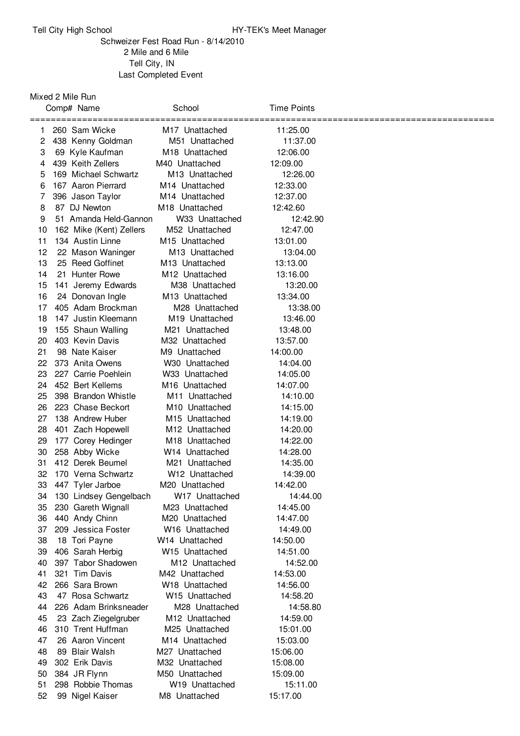Tell City High School — HY-TEK's Meet Manager

Schweizer Fest Road Run - 8/14/2010

2 Mile and 6 Mile

Tell City, IN

Last Completed Event

## Mixed 2 Mile Run

| | Comp# | Name | School | Time | Points |
|---|---|---|---|---|---|
| 1 | 260 | Sam Wicke | M17 Unattached | 11:25.00 | |
| 2 | 438 | Kenny Goldman | M51 Unattached | 11:37.00 | |
| 3 | 69 | Kyle Kaufman | M18 Unattached | 12:06.00 | |
| 4 | 439 | Keith Zellers | M40 Unattached | 12:09.00 | |
| 5 | 169 | Michael Schwartz | M13 Unattached | 12:26.00 | |
| 6 | 167 | Aaron Pierrard | M14 Unattached | 12:33.00 | |
| 7 | 396 | Jason Taylor | M14 Unattached | 12:37.00 | |
| 8 | 87 | DJ Newton | M18 Unattached | 12:42.60 | |
| 9 | 51 | Amanda Held-Gannon | W33 Unattached | 12:42.90 | |
| 10 | 162 | Mike (Kent) Zellers | M52 Unattached | 12:47.00 | |
| 11 | 134 | Austin Linne | M15 Unattached | 13:01.00 | |
| 12 | 22 | Mason Waninger | M13 Unattached | 13:04.00 | |
| 13 | 25 | Reed Goffinet | M13 Unattached | 13:13.00 | |
| 14 | 21 | Hunter Rowe | M12 Unattached | 13:16.00 | |
| 15 | 141 | Jeremy Edwards | M38 Unattached | 13:20.00 | |
| 16 | 24 | Donovan Ingle | M13 Unattached | 13:34.00 | |
| 17 | 405 | Adam Brockman | M28 Unattached | 13:38.00 | |
| 18 | 147 | Justin Kleemann | M19 Unattached | 13:46.00 | |
| 19 | 155 | Shaun Walling | M21 Unattached | 13:48.00 | |
| 20 | 403 | Kevin Davis | M32 Unattached | 13:57.00 | |
| 21 | 98 | Nate Kaiser | M9 Unattached | 14:00.00 | |
| 22 | 373 | Anita Owens | W30 Unattached | 14:04.00 | |
| 23 | 227 | Carrie Poehlein | W33 Unattached | 14:05.00 | |
| 24 | 452 | Bert Kellems | M16 Unattached | 14:07.00 | |
| 25 | 398 | Brandon Whistle | M11 Unattached | 14:10.00 | |
| 26 | 223 | Chase Beckort | M10 Unattached | 14:15.00 | |
| 27 | 138 | Andrew Huber | M15 Unattached | 14:19.00 | |
| 28 | 401 | Zach Hopewell | M12 Unattached | 14:20.00 | |
| 29 | 177 | Corey Hedinger | M18 Unattached | 14:22.00 | |
| 30 | 258 | Abby Wicke | W14 Unattached | 14:28.00 | |
| 31 | 412 | Derek Beumel | M21 Unattached | 14:35.00 | |
| 32 | 170 | Verna Schwartz | W12 Unattached | 14:39.00 | |
| 33 | 447 | Tyler Jarboe | M20 Unattached | 14:42.00 | |
| 34 | 130 | Lindsey Gengelbach | W17 Unattached | 14:44.00 | |
| 35 | 230 | Gareth Wignall | M23 Unattached | 14:45.00 | |
| 36 | 440 | Andy Chinn | M20 Unattached | 14:47.00 | |
| 37 | 209 | Jessica Foster | W16 Unattached | 14:49.00 | |
| 38 | 18 | Tori Payne | W14 Unattached | 14:50.00 | |
| 39 | 406 | Sarah Herbig | W15 Unattached | 14:51.00 | |
| 40 | 397 | Tabor Shadowen | M12 Unattached | 14:52.00 | |
| 41 | 321 | Tim Davis | M42 Unattached | 14:53.00 | |
| 42 | 266 | Sara Brown | W18 Unattached | 14:56.00 | |
| 43 | 47 | Rosa Schwartz | W15 Unattached | 14:58.20 | |
| 44 | 226 | Adam Brinksneader | M28 Unattached | 14:58.80 | |
| 45 | 23 | Zach Ziegelgruber | M12 Unattached | 14:59.00 | |
| 46 | 310 | Trent Huffman | M25 Unattached | 15:01.00 | |
| 47 | 26 | Aaron Vincent | M14 Unattached | 15:03.00 | |
| 48 | 89 | Blair Walsh | M27 Unattached | 15:06.00 | |
| 49 | 302 | Erik Davis | M32 Unattached | 15:08.00 | |
| 50 | 384 | JR Flynn | M50 Unattached | 15:09.00 | |
| 51 | 298 | Robbie Thomas | W19 Unattached | 15:11.00 | |
| 52 | 99 | Nigel Kaiser | M8 Unattached | 15:17.00 | |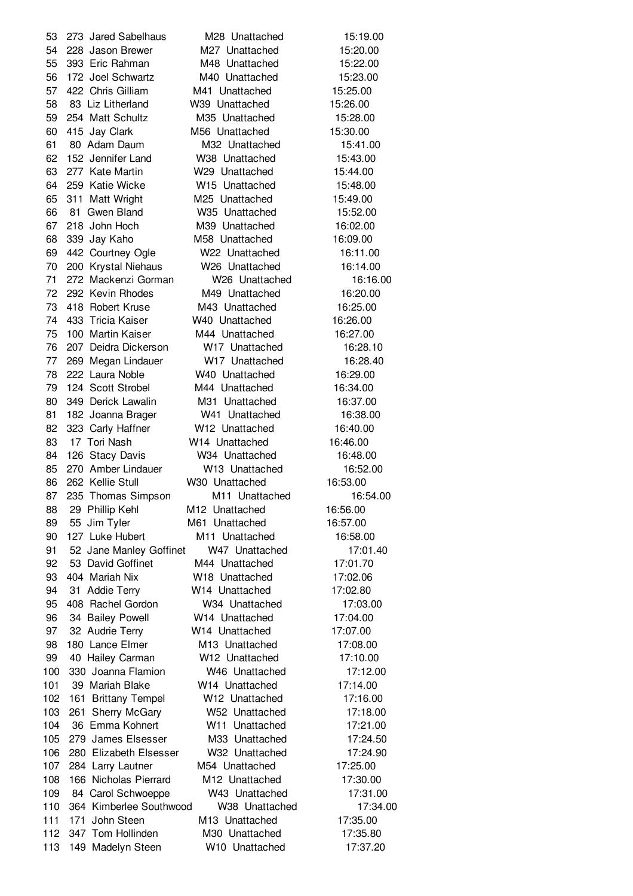| | | | | | |
|---|---|---|---|---|---|
| 53 | 273 | Jared Sabelhaus | M28 | Unattached | 15:19.00 |
| 54 | 228 | Jason Brewer | M27 | Unattached | 15:20.00 |
| 55 | 393 | Eric Rahman | M48 | Unattached | 15:22.00 |
| 56 | 172 | Joel Schwartz | M40 | Unattached | 15:23.00 |
| 57 | 422 | Chris Gilliam | M41 | Unattached | 15:25.00 |
| 58 | 83 | Liz Litherland | W39 | Unattached | 15:26.00 |
| 59 | 254 | Matt Schultz | M35 | Unattached | 15:28.00 |
| 60 | 415 | Jay Clark | M56 | Unattached | 15:30.00 |
| 61 | 80 | Adam Daum | M32 | Unattached | 15:41.00 |
| 62 | 152 | Jennifer Land | W38 | Unattached | 15:43.00 |
| 63 | 277 | Kate Martin | W29 | Unattached | 15:44.00 |
| 64 | 259 | Katie Wicke | W15 | Unattached | 15:48.00 |
| 65 | 311 | Matt Wright | M25 | Unattached | 15:49.00 |
| 66 | 81 | Gwen Bland | W35 | Unattached | 15:52.00 |
| 67 | 218 | John Hoch | M39 | Unattached | 16:02.00 |
| 68 | 339 | Jay Kaho | M58 | Unattached | 16:09.00 |
| 69 | 442 | Courtney Ogle | W22 | Unattached | 16:11.00 |
| 70 | 200 | Krystal Niehaus | W26 | Unattached | 16:14.00 |
| 71 | 272 | Mackenzi Gorman | W26 | Unattached | 16:16.00 |
| 72 | 292 | Kevin Rhodes | M49 | Unattached | 16:20.00 |
| 73 | 418 | Robert Kruse | M43 | Unattached | 16:25.00 |
| 74 | 433 | Tricia Kaiser | W40 | Unattached | 16:26.00 |
| 75 | 100 | Martin Kaiser | M44 | Unattached | 16:27.00 |
| 76 | 207 | Deidra Dickerson | W17 | Unattached | 16:28.10 |
| 77 | 269 | Megan Lindauer | W17 | Unattached | 16:28.40 |
| 78 | 222 | Laura Noble | W40 | Unattached | 16:29.00 |
| 79 | 124 | Scott Strobel | M44 | Unattached | 16:34.00 |
| 80 | 349 | Derick Lawalin | M31 | Unattached | 16:37.00 |
| 81 | 182 | Joanna Brager | W41 | Unattached | 16:38.00 |
| 82 | 323 | Carly Haffner | W12 | Unattached | 16:40.00 |
| 83 | 17 | Tori Nash | W14 | Unattached | 16:46.00 |
| 84 | 126 | Stacy Davis | W34 | Unattached | 16:48.00 |
| 85 | 270 | Amber Lindauer | W13 | Unattached | 16:52.00 |
| 86 | 262 | Kellie Stull | W30 | Unattached | 16:53.00 |
| 87 | 235 | Thomas Simpson | M11 | Unattached | 16:54.00 |
| 88 | 29 | Phillip Kehl | M12 | Unattached | 16:56.00 |
| 89 | 55 | Jim Tyler | M61 | Unattached | 16:57.00 |
| 90 | 127 | Luke Hubert | M11 | Unattached | 16:58.00 |
| 91 | 52 | Jane Manley Goffinet | W47 | Unattached | 17:01.40 |
| 92 | 53 | David Goffinet | M44 | Unattached | 17:01.70 |
| 93 | 404 | Mariah Nix | W18 | Unattached | 17:02.06 |
| 94 | 31 | Addie Terry | W14 | Unattached | 17:02.80 |
| 95 | 408 | Rachel Gordon | W34 | Unattached | 17:03.00 |
| 96 | 34 | Bailey Powell | W14 | Unattached | 17:04.00 |
| 97 | 32 | Audrie Terry | W14 | Unattached | 17:07.00 |
| 98 | 180 | Lance Elmer | M13 | Unattached | 17:08.00 |
| 99 | 40 | Hailey Carman | W12 | Unattached | 17:10.00 |
| 100 | 330 | Joanna Flamion | W46 | Unattached | 17:12.00 |
| 101 | 39 | Mariah Blake | W14 | Unattached | 17:14.00 |
| 102 | 161 | Brittany Tempel | W12 | Unattached | 17:16.00 |
| 103 | 261 | Sherry McGary | W52 | Unattached | 17:18.00 |
| 104 | 36 | Emma Kohnert | W11 | Unattached | 17:21.00 |
| 105 | 279 | James Elsesser | M33 | Unattached | 17:24.50 |
| 106 | 280 | Elizabeth Elsesser | W32 | Unattached | 17:24.90 |
| 107 | 284 | Larry Lautner | M54 | Unattached | 17:25.00 |
| 108 | 166 | Nicholas Pierrard | M12 | Unattached | 17:30.00 |
| 109 | 84 | Carol Schwoeppe | W43 | Unattached | 17:31.00 |
| 110 | 364 | Kimberlee Southwood | W38 | Unattached | 17:34.00 |
| 111 | 171 | John Steen | M13 | Unattached | 17:35.00 |
| 112 | 347 | Tom Hollinden | M30 | Unattached | 17:35.80 |
| 113 | 149 | Madelyn Steen | W10 | Unattached | 17:37.20 |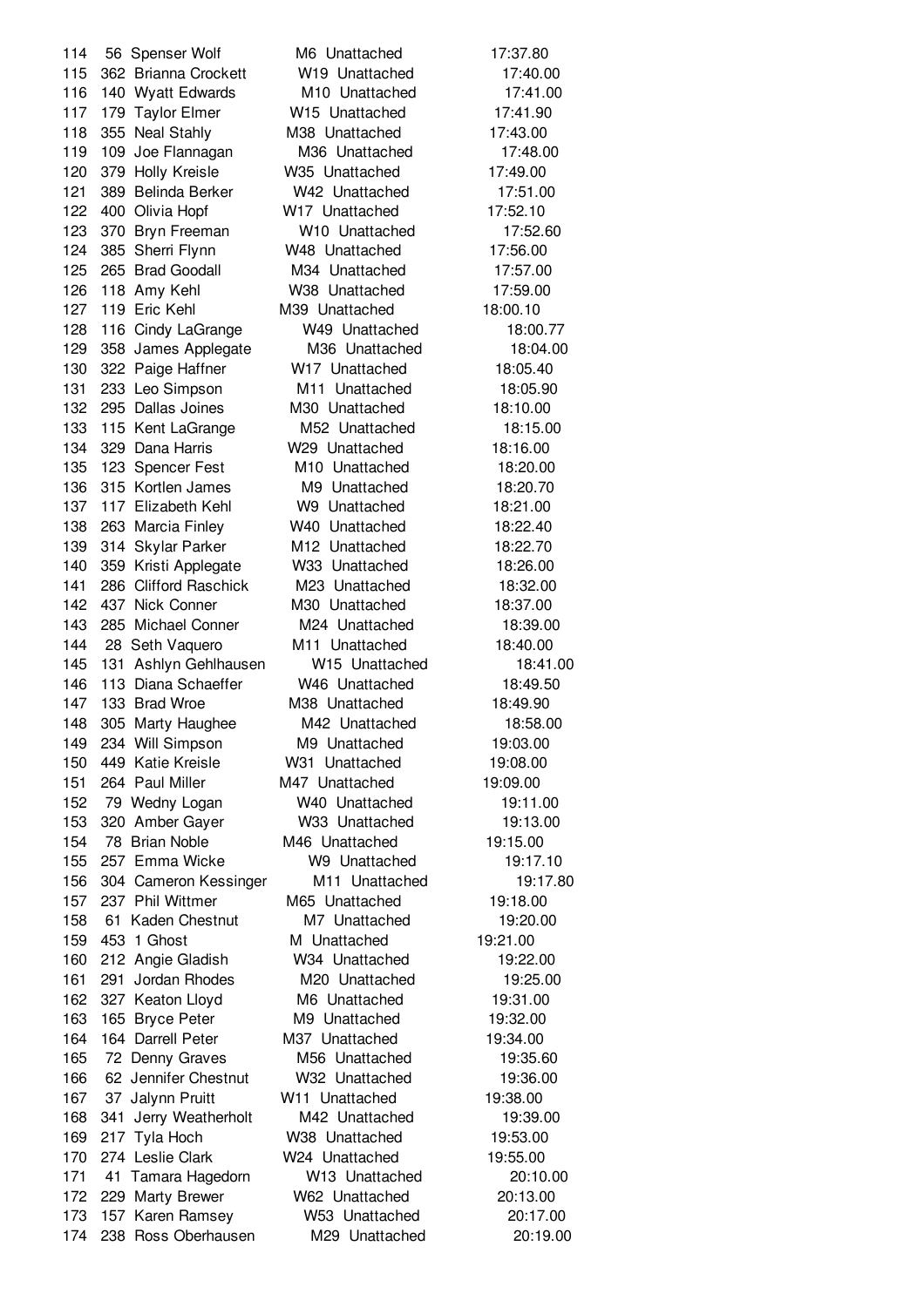| Place | Bib | Name | Div | Team | Time |
|---|---|---|---|---|---|
| 114 | 56 | Spenser Wolf | M6 | Unattached | 17:37.80 |
| 115 | 362 | Brianna Crockett | W19 | Unattached | 17:40.00 |
| 116 | 140 | Wyatt Edwards | M10 | Unattached | 17:41.00 |
| 117 | 179 | Taylor Elmer | W15 | Unattached | 17:41.90 |
| 118 | 355 | Neal Stahly | M38 | Unattached | 17:43.00 |
| 119 | 109 | Joe Flannagan | M36 | Unattached | 17:48.00 |
| 120 | 379 | Holly Kreisle | W35 | Unattached | 17:49.00 |
| 121 | 389 | Belinda Berker | W42 | Unattached | 17:51.00 |
| 122 | 400 | Olivia Hopf | W17 | Unattached | 17:52.10 |
| 123 | 370 | Bryn Freeman | W10 | Unattached | 17:52.60 |
| 124 | 385 | Sherri Flynn | W48 | Unattached | 17:56.00 |
| 125 | 265 | Brad Goodall | M34 | Unattached | 17:57.00 |
| 126 | 118 | Amy Kehl | W38 | Unattached | 17:59.00 |
| 127 | 119 | Eric Kehl | M39 | Unattached | 18:00.10 |
| 128 | 116 | Cindy LaGrange | W49 | Unattached | 18:00.77 |
| 129 | 358 | James Applegate | M36 | Unattached | 18:04.00 |
| 130 | 322 | Paige Haffner | W17 | Unattached | 18:05.40 |
| 131 | 233 | Leo Simpson | M11 | Unattached | 18:05.90 |
| 132 | 295 | Dallas Joines | M30 | Unattached | 18:10.00 |
| 133 | 115 | Kent LaGrange | M52 | Unattached | 18:15.00 |
| 134 | 329 | Dana Harris | W29 | Unattached | 18:16.00 |
| 135 | 123 | Spencer Fest | M10 | Unattached | 18:20.00 |
| 136 | 315 | Kortlen James | M9 | Unattached | 18:20.70 |
| 137 | 117 | Elizabeth Kehl | W9 | Unattached | 18:21.00 |
| 138 | 263 | Marcia Finley | W40 | Unattached | 18:22.40 |
| 139 | 314 | Skylar Parker | M12 | Unattached | 18:22.70 |
| 140 | 359 | Kristi Applegate | W33 | Unattached | 18:26.00 |
| 141 | 286 | Clifford Raschick | M23 | Unattached | 18:32.00 |
| 142 | 437 | Nick Conner | M30 | Unattached | 18:37.00 |
| 143 | 285 | Michael Conner | M24 | Unattached | 18:39.00 |
| 144 | 28 | Seth Vaquero | M11 | Unattached | 18:40.00 |
| 145 | 131 | Ashlyn Gehlhausen | W15 | Unattached | 18:41.00 |
| 146 | 113 | Diana Schaeffer | W46 | Unattached | 18:49.50 |
| 147 | 133 | Brad Wroe | M38 | Unattached | 18:49.90 |
| 148 | 305 | Marty Haughee | M42 | Unattached | 18:58.00 |
| 149 | 234 | Will Simpson | M9 | Unattached | 19:03.00 |
| 150 | 449 | Katie Kreisle | W31 | Unattached | 19:08.00 |
| 151 | 264 | Paul Miller | M47 | Unattached | 19:09.00 |
| 152 | 79 | Wedny Logan | W40 | Unattached | 19:11.00 |
| 153 | 320 | Amber Gayer | W33 | Unattached | 19:13.00 |
| 154 | 78 | Brian Noble | M46 | Unattached | 19:15.00 |
| 155 | 257 | Emma Wicke | W9 | Unattached | 19:17.10 |
| 156 | 304 | Cameron Kessinger | M11 | Unattached | 19:17.80 |
| 157 | 237 | Phil Wittmer | M65 | Unattached | 19:18.00 |
| 158 | 61 | Kaden Chestnut | M7 | Unattached | 19:20.00 |
| 159 | 453 | 1 Ghost | M | Unattached | 19:21.00 |
| 160 | 212 | Angie Gladish | W34 | Unattached | 19:22.00 |
| 161 | 291 | Jordan Rhodes | M20 | Unattached | 19:25.00 |
| 162 | 327 | Keaton Lloyd | M6 | Unattached | 19:31.00 |
| 163 | 165 | Bryce Peter | M9 | Unattached | 19:32.00 |
| 164 | 164 | Darrell Peter | M37 | Unattached | 19:34.00 |
| 165 | 72 | Denny Graves | M56 | Unattached | 19:35.60 |
| 166 | 62 | Jennifer Chestnut | W32 | Unattached | 19:36.00 |
| 167 | 37 | Jalynn Pruitt | W11 | Unattached | 19:38.00 |
| 168 | 341 | Jerry Weatherholt | M42 | Unattached | 19:39.00 |
| 169 | 217 | Tyla Hoch | W38 | Unattached | 19:53.00 |
| 170 | 274 | Leslie Clark | W24 | Unattached | 19:55.00 |
| 171 | 41 | Tamara Hagedorn | W13 | Unattached | 20:10.00 |
| 172 | 229 | Marty Brewer | W62 | Unattached | 20:13.00 |
| 173 | 157 | Karen Ramsey | W53 | Unattached | 20:17.00 |
| 174 | 238 | Ross Oberhausen | M29 | Unattached | 20:19.00 |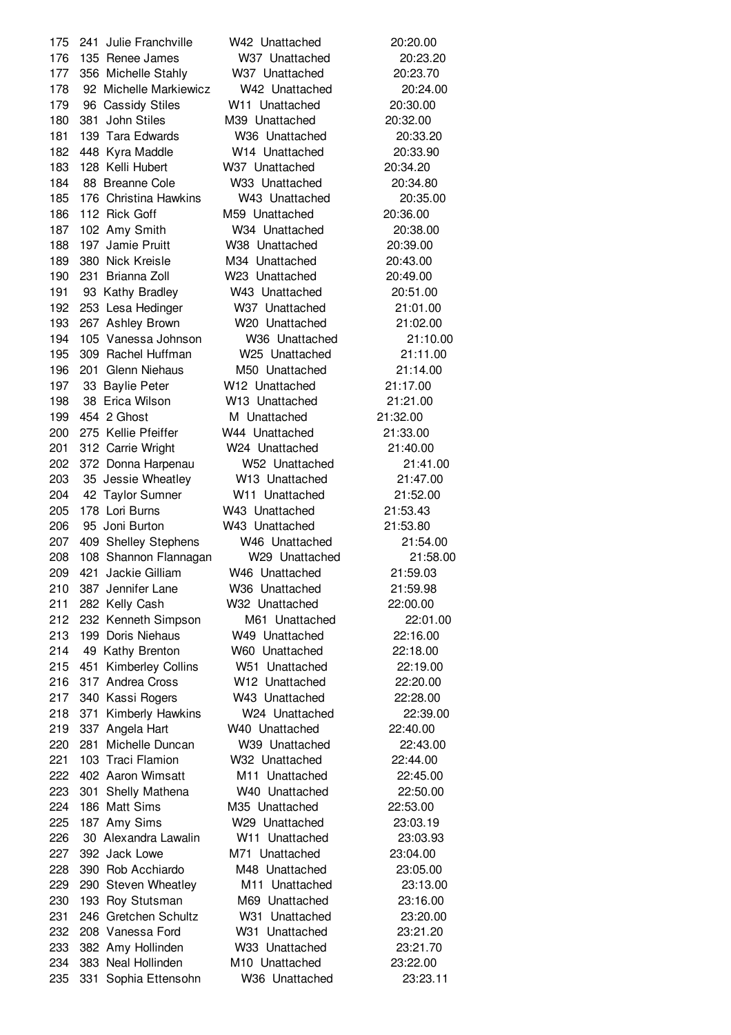| | | | | | |
|---|---|---|---|---|---|
| 175 | 241 | Julie Franchville | W42 | Unattached | 20:20.00 |
| 176 | 135 | Renee James | W37 | Unattached | 20:23.20 |
| 177 | 356 | Michelle Stahly | W37 | Unattached | 20:23.70 |
| 178 | 92 | Michelle Markiewicz | W42 | Unattached | 20:24.00 |
| 179 | 96 | Cassidy Stiles | W11 | Unattached | 20:30.00 |
| 180 | 381 | John Stiles | M39 | Unattached | 20:32.00 |
| 181 | 139 | Tara Edwards | W36 | Unattached | 20:33.20 |
| 182 | 448 | Kyra Maddle | W14 | Unattached | 20:33.90 |
| 183 | 128 | Kelli Hubert | W37 | Unattached | 20:34.20 |
| 184 | 88 | Breanne Cole | W33 | Unattached | 20:34.80 |
| 185 | 176 | Christina Hawkins | W43 | Unattached | 20:35.00 |
| 186 | 112 | Rick Goff | M59 | Unattached | 20:36.00 |
| 187 | 102 | Amy Smith | W34 | Unattached | 20:38.00 |
| 188 | 197 | Jamie Pruitt | W38 | Unattached | 20:39.00 |
| 189 | 380 | Nick Kreisle | M34 | Unattached | 20:43.00 |
| 190 | 231 | Brianna Zoll | W23 | Unattached | 20:49.00 |
| 191 | 93 | Kathy Bradley | W43 | Unattached | 20:51.00 |
| 192 | 253 | Lesa Hedinger | W37 | Unattached | 21:01.00 |
| 193 | 267 | Ashley Brown | W20 | Unattached | 21:02.00 |
| 194 | 105 | Vanessa Johnson | W36 | Unattached | 21:10.00 |
| 195 | 309 | Rachel Huffman | W25 | Unattached | 21:11.00 |
| 196 | 201 | Glenn Niehaus | M50 | Unattached | 21:14.00 |
| 197 | 33 | Baylie Peter | W12 | Unattached | 21:17.00 |
| 198 | 38 | Erica Wilson | W13 | Unattached | 21:21.00 |
| 199 | 454 | 2 Ghost | M | Unattached | 21:32.00 |
| 200 | 275 | Kellie Pfeiffer | W44 | Unattached | 21:33.00 |
| 201 | 312 | Carrie Wright | W24 | Unattached | 21:40.00 |
| 202 | 372 | Donna Harpenau | W52 | Unattached | 21:41.00 |
| 203 | 35 | Jessie Wheatley | W13 | Unattached | 21:47.00 |
| 204 | 42 | Taylor Sumner | W11 | Unattached | 21:52.00 |
| 205 | 178 | Lori Burns | W43 | Unattached | 21:53.43 |
| 206 | 95 | Joni Burton | W43 | Unattached | 21:53.80 |
| 207 | 409 | Shelley Stephens | W46 | Unattached | 21:54.00 |
| 208 | 108 | Shannon Flannagan | W29 | Unattached | 21:58.00 |
| 209 | 421 | Jackie Gilliam | W46 | Unattached | 21:59.03 |
| 210 | 387 | Jennifer Lane | W36 | Unattached | 21:59.98 |
| 211 | 282 | Kelly Cash | W32 | Unattached | 22:00.00 |
| 212 | 232 | Kenneth Simpson | M61 | Unattached | 22:01.00 |
| 213 | 199 | Doris Niehaus | W49 | Unattached | 22:16.00 |
| 214 | 49 | Kathy Brenton | W60 | Unattached | 22:18.00 |
| 215 | 451 | Kimberley Collins | W51 | Unattached | 22:19.00 |
| 216 | 317 | Andrea Cross | W12 | Unattached | 22:20.00 |
| 217 | 340 | Kassi Rogers | W43 | Unattached | 22:28.00 |
| 218 | 371 | Kimberly Hawkins | W24 | Unattached | 22:39.00 |
| 219 | 337 | Angela Hart | W40 | Unattached | 22:40.00 |
| 220 | 281 | Michelle Duncan | W39 | Unattached | 22:43.00 |
| 221 | 103 | Traci Flamion | W32 | Unattached | 22:44.00 |
| 222 | 402 | Aaron Wimsatt | M11 | Unattached | 22:45.00 |
| 223 | 301 | Shelly Mathena | W40 | Unattached | 22:50.00 |
| 224 | 186 | Matt Sims | M35 | Unattached | 22:53.00 |
| 225 | 187 | Amy Sims | W29 | Unattached | 23:03.19 |
| 226 | 30 | Alexandra Lawalin | W11 | Unattached | 23:03.93 |
| 227 | 392 | Jack Lowe | M71 | Unattached | 23:04.00 |
| 228 | 390 | Rob Acchiardo | M48 | Unattached | 23:05.00 |
| 229 | 290 | Steven Wheatley | M11 | Unattached | 23:13.00 |
| 230 | 193 | Roy Stutsman | M69 | Unattached | 23:16.00 |
| 231 | 246 | Gretchen Schultz | W31 | Unattached | 23:20.00 |
| 232 | 208 | Vanessa Ford | W31 | Unattached | 23:21.20 |
| 233 | 382 | Amy Hollinden | W33 | Unattached | 23:21.70 |
| 234 | 383 | Neal Hollinden | M10 | Unattached | 23:22.00 |
| 235 | 331 | Sophia Ettensohn | W36 | Unattached | 23:23.11 |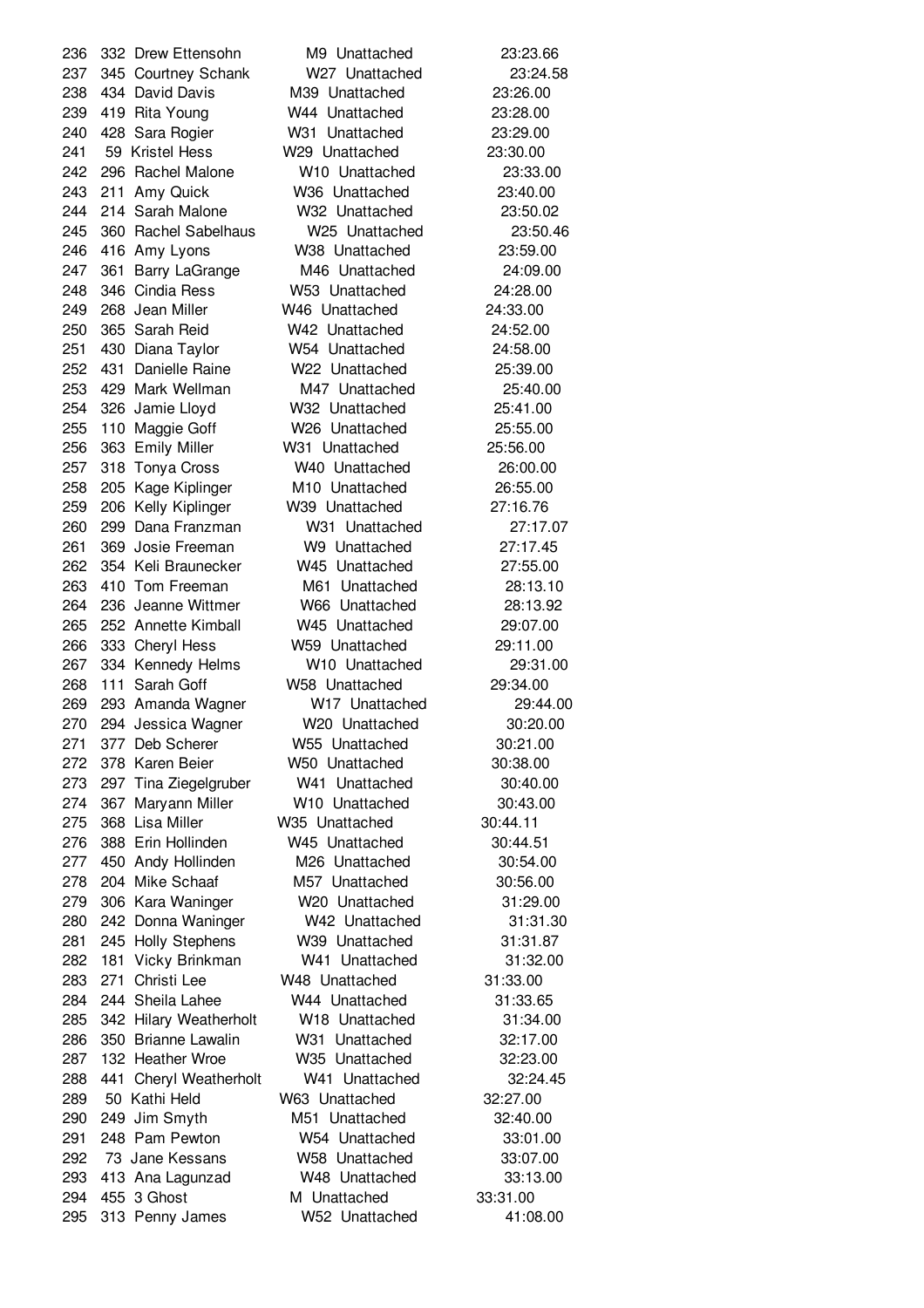| | | | | | |
|---|---|---|---|---|---|
| 236 | 332 | Drew Ettensohn | M9 | Unattached | 23:23.66 |
| 237 | 345 | Courtney Schank | W27 | Unattached | 23:24.58 |
| 238 | 434 | David Davis | M39 | Unattached | 23:26.00 |
| 239 | 419 | Rita Young | W44 | Unattached | 23:28.00 |
| 240 | 428 | Sara Rogier | W31 | Unattached | 23:29.00 |
| 241 | 59 | Kristel Hess | W29 | Unattached | 23:30.00 |
| 242 | 296 | Rachel Malone | W10 | Unattached | 23:33.00 |
| 243 | 211 | Amy Quick | W36 | Unattached | 23:40.00 |
| 244 | 214 | Sarah Malone | W32 | Unattached | 23:50.02 |
| 245 | 360 | Rachel Sabelhaus | W25 | Unattached | 23:50.46 |
| 246 | 416 | Amy Lyons | W38 | Unattached | 23:59.00 |
| 247 | 361 | Barry LaGrange | M46 | Unattached | 24:09.00 |
| 248 | 346 | Cindia Ress | W53 | Unattached | 24:28.00 |
| 249 | 268 | Jean Miller | W46 | Unattached | 24:33.00 |
| 250 | 365 | Sarah Reid | W42 | Unattached | 24:52.00 |
| 251 | 430 | Diana Taylor | W54 | Unattached | 24:58.00 |
| 252 | 431 | Danielle Raine | W22 | Unattached | 25:39.00 |
| 253 | 429 | Mark Wellman | M47 | Unattached | 25:40.00 |
| 254 | 326 | Jamie Lloyd | W32 | Unattached | 25:41.00 |
| 255 | 110 | Maggie Goff | W26 | Unattached | 25:55.00 |
| 256 | 363 | Emily Miller | W31 | Unattached | 25:56.00 |
| 257 | 318 | Tonya Cross | W40 | Unattached | 26:00.00 |
| 258 | 205 | Kage Kiplinger | M10 | Unattached | 26:55.00 |
| 259 | 206 | Kelly Kiplinger | W39 | Unattached | 27:16.76 |
| 260 | 299 | Dana Franzman | W31 | Unattached | 27:17.07 |
| 261 | 369 | Josie Freeman | W9 | Unattached | 27:17.45 |
| 262 | 354 | Keli Braunecker | W45 | Unattached | 27:55.00 |
| 263 | 410 | Tom Freeman | M61 | Unattached | 28:13.10 |
| 264 | 236 | Jeanne Wittmer | W66 | Unattached | 28:13.92 |
| 265 | 252 | Annette Kimball | W45 | Unattached | 29:07.00 |
| 266 | 333 | Cheryl Hess | W59 | Unattached | 29:11.00 |
| 267 | 334 | Kennedy Helms | W10 | Unattached | 29:31.00 |
| 268 | 111 | Sarah Goff | W58 | Unattached | 29:34.00 |
| 269 | 293 | Amanda Wagner | W17 | Unattached | 29:44.00 |
| 270 | 294 | Jessica Wagner | W20 | Unattached | 30:20.00 |
| 271 | 377 | Deb Scherer | W55 | Unattached | 30:21.00 |
| 272 | 378 | Karen Beier | W50 | Unattached | 30:38.00 |
| 273 | 297 | Tina Ziegelgruber | W41 | Unattached | 30:40.00 |
| 274 | 367 | Maryann Miller | W10 | Unattached | 30:43.00 |
| 275 | 368 | Lisa Miller | W35 | Unattached | 30:44.11 |
| 276 | 388 | Erin Hollinden | W45 | Unattached | 30:44.51 |
| 277 | 450 | Andy Hollinden | M26 | Unattached | 30:54.00 |
| 278 | 204 | Mike Schaaf | M57 | Unattached | 30:56.00 |
| 279 | 306 | Kara Waninger | W20 | Unattached | 31:29.00 |
| 280 | 242 | Donna Waninger | W42 | Unattached | 31:31.30 |
| 281 | 245 | Holly Stephens | W39 | Unattached | 31:31.87 |
| 282 | 181 | Vicky Brinkman | W41 | Unattached | 31:32.00 |
| 283 | 271 | Christi Lee | W48 | Unattached | 31:33.00 |
| 284 | 244 | Sheila Lahee | W44 | Unattached | 31:33.65 |
| 285 | 342 | Hilary Weatherholt | W18 | Unattached | 31:34.00 |
| 286 | 350 | Brianne Lawalin | W31 | Unattached | 32:17.00 |
| 287 | 132 | Heather Wroe | W35 | Unattached | 32:23.00 |
| 288 | 441 | Cheryl Weatherholt | W41 | Unattached | 32:24.45 |
| 289 | 50 | Kathi Held | W63 | Unattached | 32:27.00 |
| 290 | 249 | Jim Smyth | M51 | Unattached | 32:40.00 |
| 291 | 248 | Pam Pewton | W54 | Unattached | 33:01.00 |
| 292 | 73 | Jane Kessans | W58 | Unattached | 33:07.00 |
| 293 | 413 | Ana Lagunzad | W48 | Unattached | 33:13.00 |
| 294 | 455 | 3 Ghost | M | Unattached | 33:31.00 |
| 295 | 313 | Penny James | W52 | Unattached | 41:08.00 |